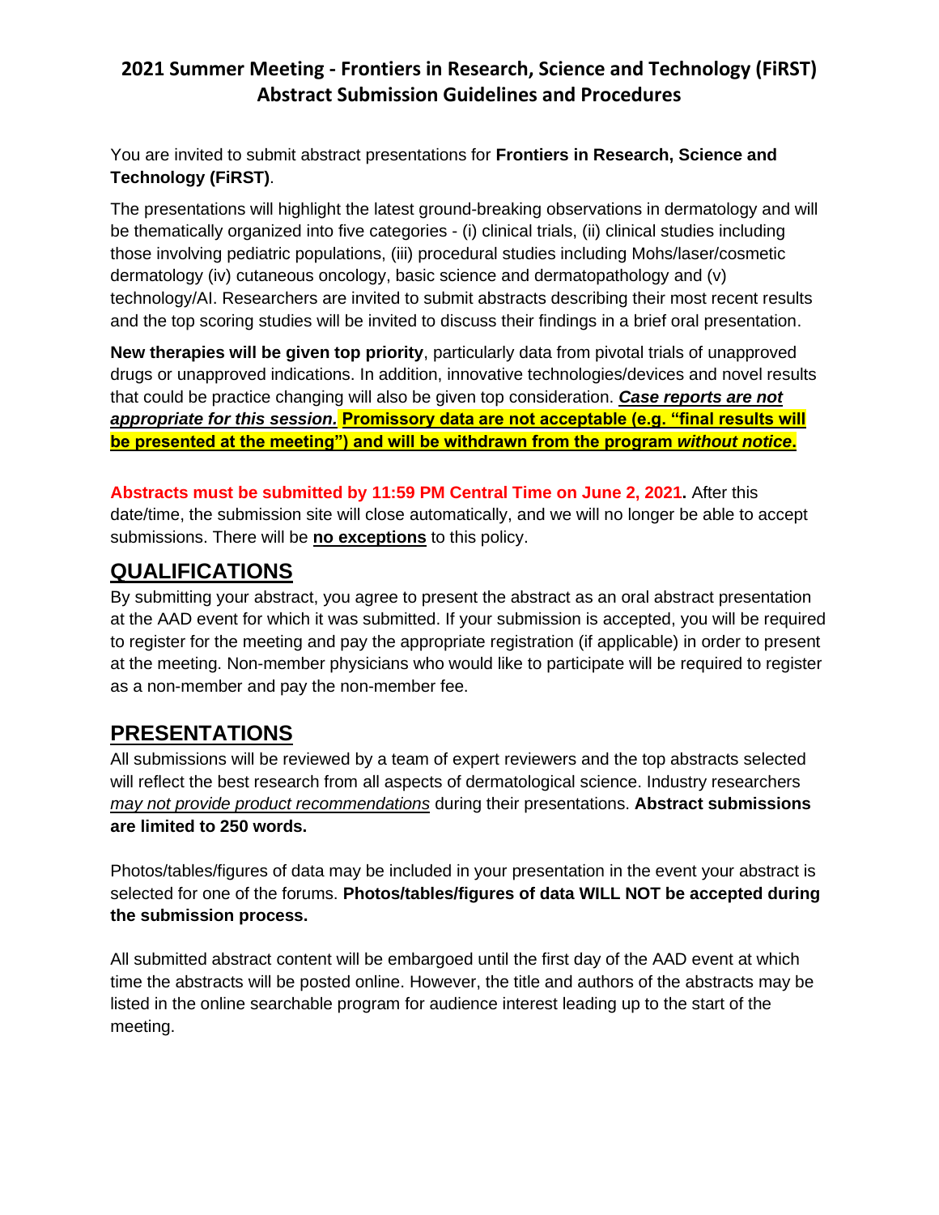# 2021 Summer Meeting - Frontiers in Research, Science and Technology (FiRST) Abstract Submission Guidelines and Procedures

You are invited to submit abstract presentations for **Frontiers in Research, Science and Technology (FiRST)**.

The presentations will highlight the latest ground-breaking observations in dermatology and will be thematically organized into five categories - (i) clinical trials, (ii) clinical studies including those involving pediatric populations, (iii) procedural studies including Mohs/laser/cosmetic dermatology (iv) cutaneous oncology, basic science and dermatopathology and (v) technology/AI. Researchers are invited to submit abstracts describing their most recent results and the top scoring studies will be invited to discuss their findings in a brief oral presentation.

**New therapies will be given top priority**, particularly data from pivotal trials of unapproved drugs or unapproved indications. In addition, innovative technologies/devices and novel results that could be practice changing will also be given top consideration. ***Case reports are not appropriate for this session.*** **Promissory data are not acceptable (e.g. "final results will be presented at the meeting") and will be withdrawn from the program *without notice*.**

**Abstracts must be submitted by 11:59 PM Central Time on June 2, 2021.** After this date/time, the submission site will close automatically, and we will no longer be able to accept submissions. There will be **no exceptions** to this policy.

## QUALIFICATIONS

By submitting your abstract, you agree to present the abstract as an oral abstract presentation at the AAD event for which it was submitted. If your submission is accepted, you will be required to register for the meeting and pay the appropriate registration (if applicable) in order to present at the meeting. Non-member physicians who would like to participate will be required to register as a non-member and pay the non-member fee.

## PRESENTATIONS

All submissions will be reviewed by a team of expert reviewers and the top abstracts selected will reflect the best research from all aspects of dermatological science. Industry researchers *may not provide product recommendations* during their presentations. **Abstract submissions are limited to 250 words.**

Photos/tables/figures of data may be included in your presentation in the event your abstract is selected for one of the forums. **Photos/tables/figures of data WILL NOT be accepted during the submission process.**

All submitted abstract content will be embargoed until the first day of the AAD event at which time the abstracts will be posted online. However, the title and authors of the abstracts may be listed in the online searchable program for audience interest leading up to the start of the meeting.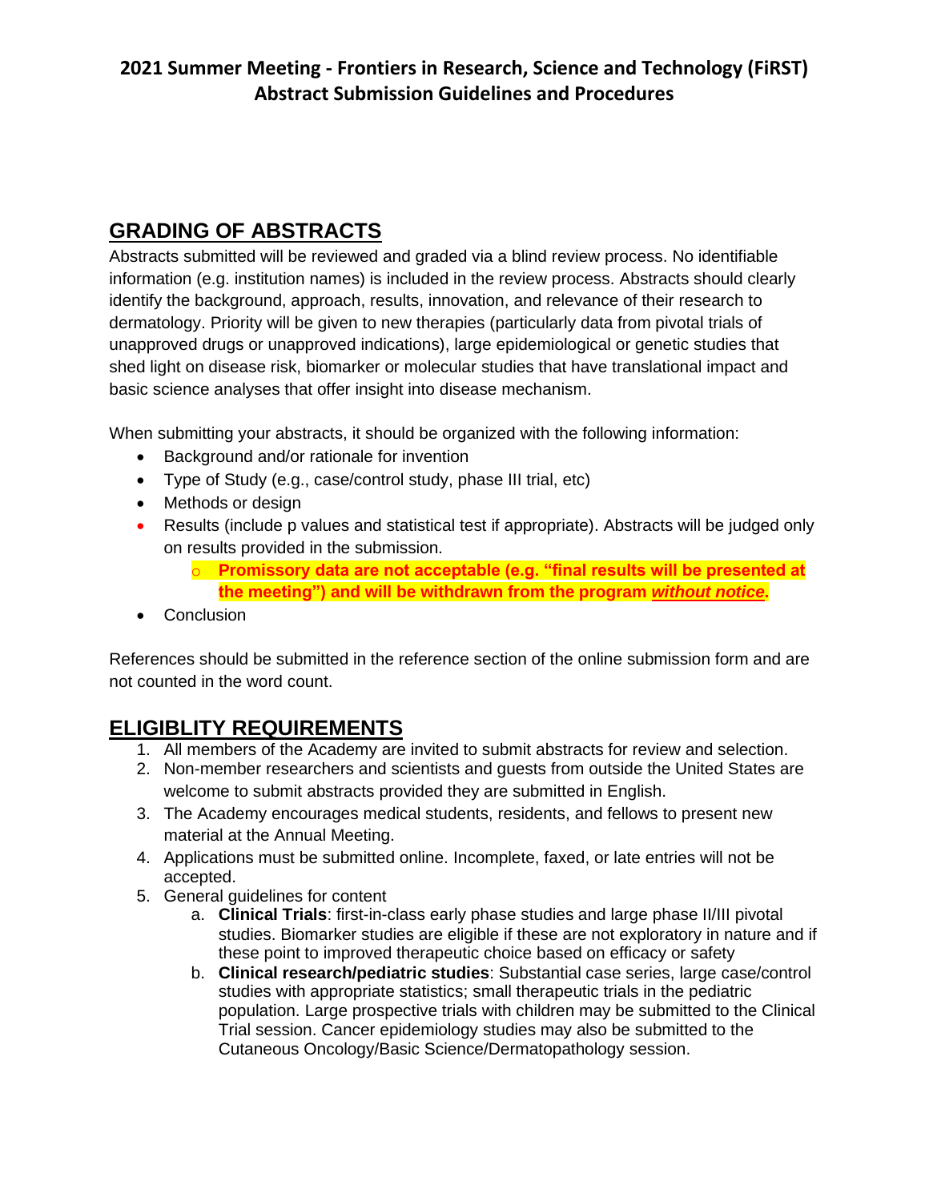**2021 Summer Meeting - Frontiers in Research, Science and Technology (FiRST)**
**Abstract Submission Guidelines and Procedures**

## GRADING OF ABSTRACTS

Abstracts submitted will be reviewed and graded via a blind review process. No identifiable information (e.g. institution names) is included in the review process. Abstracts should clearly identify the background, approach, results, innovation, and relevance of their research to dermatology. Priority will be given to new therapies (particularly data from pivotal trials of unapproved drugs or unapproved indications), large epidemiological or genetic studies that shed light on disease risk, biomarker or molecular studies that have translational impact and basic science analyses that offer insight into disease mechanism.

When submitting your abstracts, it should be organized with the following information:

- Background and/or rationale for invention
- Type of Study (e.g., case/control study, phase III trial, etc)
- Methods or design
- Results (include p values and statistical test if appropriate). Abstracts will be judged only on results provided in the submission.
    - **Promissory data are not acceptable (e.g. "final results will be presented at the meeting") and will be withdrawn from the program _without notice_.**
- Conclusion

References should be submitted in the reference section of the online submission form and are not counted in the word count.

## ELIGIBLITY REQUIREMENTS

1. All members of the Academy are invited to submit abstracts for review and selection.
2. Non-member researchers and scientists and guests from outside the United States are welcome to submit abstracts provided they are submitted in English.
3. The Academy encourages medical students, residents, and fellows to present new material at the Annual Meeting.
4. Applications must be submitted online. Incomplete, faxed, or late entries will not be accepted.
5. General guidelines for content
    a. **Clinical Trials**: first-in-class early phase studies and large phase II/III pivotal studies. Biomarker studies are eligible if these are not exploratory in nature and if these point to improved therapeutic choice based on efficacy or safety
    b. **Clinical research/pediatric studies**: Substantial case series, large case/control studies with appropriate statistics; small therapeutic trials in the pediatric population. Large prospective trials with children may be submitted to the Clinical Trial session. Cancer epidemiology studies may also be submitted to the Cutaneous Oncology/Basic Science/Dermatopathology session.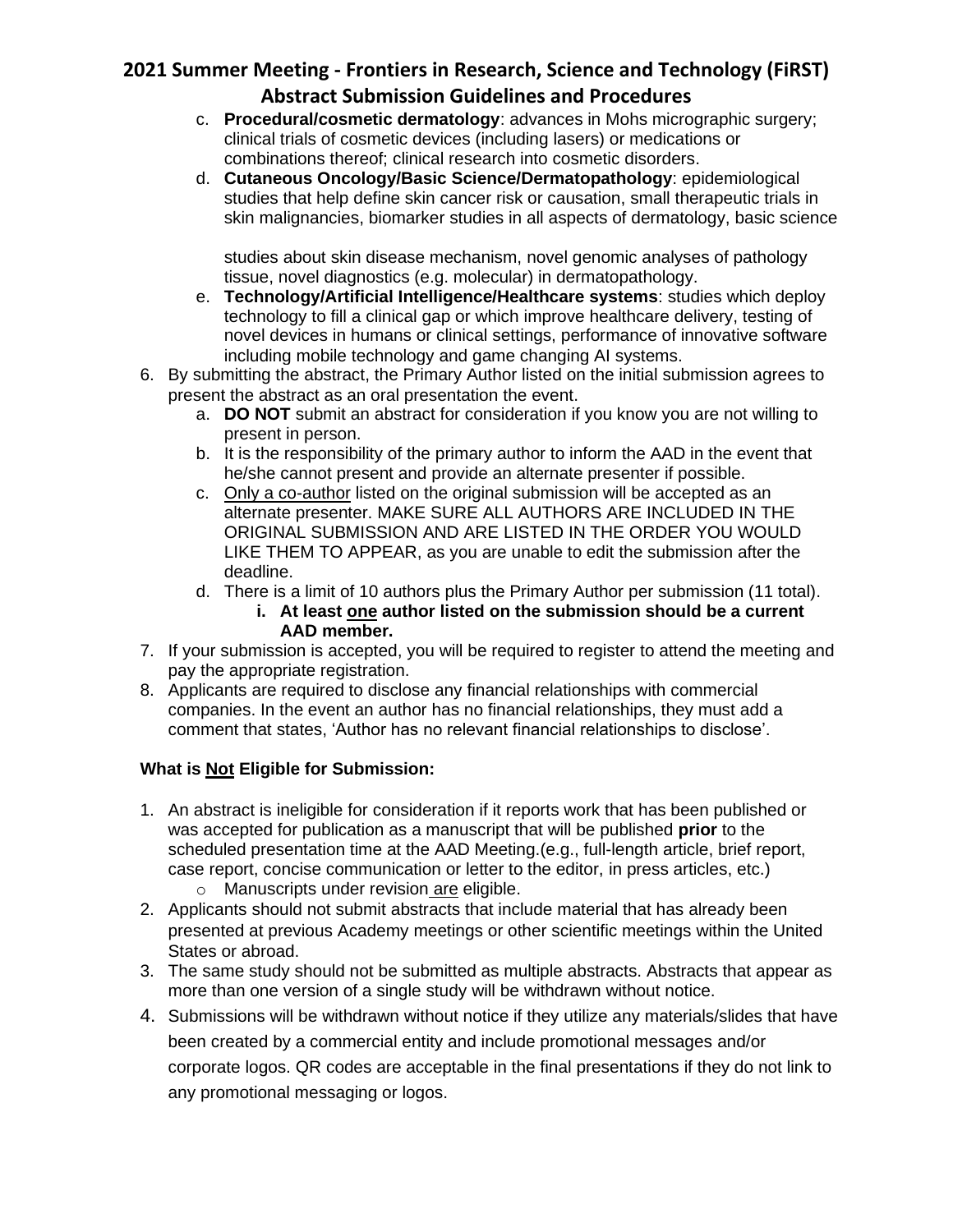c. **Procedural/cosmetic dermatology**: advances in Mohs micrographic surgery; clinical trials of cosmetic devices (including lasers) or medications or combinations thereof; clinical research into cosmetic disorders.

d. **Cutaneous Oncology/Basic Science/Dermatopathology**: epidemiological studies that help define skin cancer risk or causation, small therapeutic trials in skin malignancies, biomarker studies in all aspects of dermatology, basic science studies about skin disease mechanism, novel genomic analyses of pathology tissue, novel diagnostics (e.g. molecular) in dermatopathology.

e. **Technology/Artificial Intelligence/Healthcare systems**: studies which deploy technology to fill a clinical gap or which improve healthcare delivery, testing of novel devices in humans or clinical settings, performance of innovative software including mobile technology and game changing AI systems.

6. By submitting the abstract, the Primary Author listed on the initial submission agrees to present the abstract as an oral presentation the event.
   a. **DO NOT** submit an abstract for consideration if you know you are not willing to present in person.
   b. It is the responsibility of the primary author to inform the AAD in the event that he/she cannot present and provide an alternate presenter if possible.
   c. <u>Only a co-author</u> listed on the original submission will be accepted as an alternate presenter. MAKE SURE ALL AUTHORS ARE INCLUDED IN THE ORIGINAL SUBMISSION AND ARE LISTED IN THE ORDER YOU WOULD LIKE THEM TO APPEAR, as you are unable to edit the submission after the deadline.
   d. There is a limit of 10 authors plus the Primary Author per submission (11 total).
      i. **At least <u>one</u> author listed on the submission should be a current AAD member.**
7. If your submission is accepted, you will be required to register to attend the meeting and pay the appropriate registration.
8. Applicants are required to disclose any financial relationships with commercial companies. In the event an author has no financial relationships, they must add a comment that states, 'Author has no relevant financial relationships to disclose'.

**What is <u>Not</u> Eligible for Submission:**

1. An abstract is ineligible for consideration if it reports work that has been published or was accepted for publication as a manuscript that will be published **prior** to the scheduled presentation time at the AAD Meeting.(e.g., full-length article, brief report, case report, concise communication or letter to the editor, in press articles, etc.)
   - Manuscripts under revision <u>are</u> eligible.
2. Applicants should not submit abstracts that include material that has already been presented at previous Academy meetings or other scientific meetings within the United States or abroad.
3. The same study should not be submitted as multiple abstracts. Abstracts that appear as more than one version of a single study will be withdrawn without notice.
4. Submissions will be withdrawn without notice if they utilize any materials/slides that have been created by a commercial entity and include promotional messages and/or corporate logos. QR codes are acceptable in the final presentations if they do not link to any promotional messaging or logos.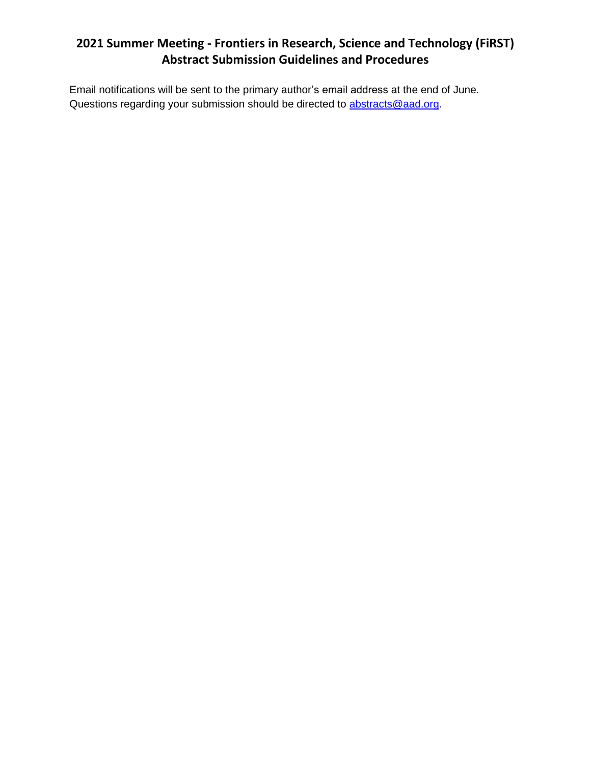## 2021 Summer Meeting - Frontiers in Research, Science and Technology (FiRST) Abstract Submission Guidelines and Procedures

Email notifications will be sent to the primary author's email address at the end of June. Questions regarding your submission should be directed to [abstracts@aad.org](mailto:abstracts@aad.org).